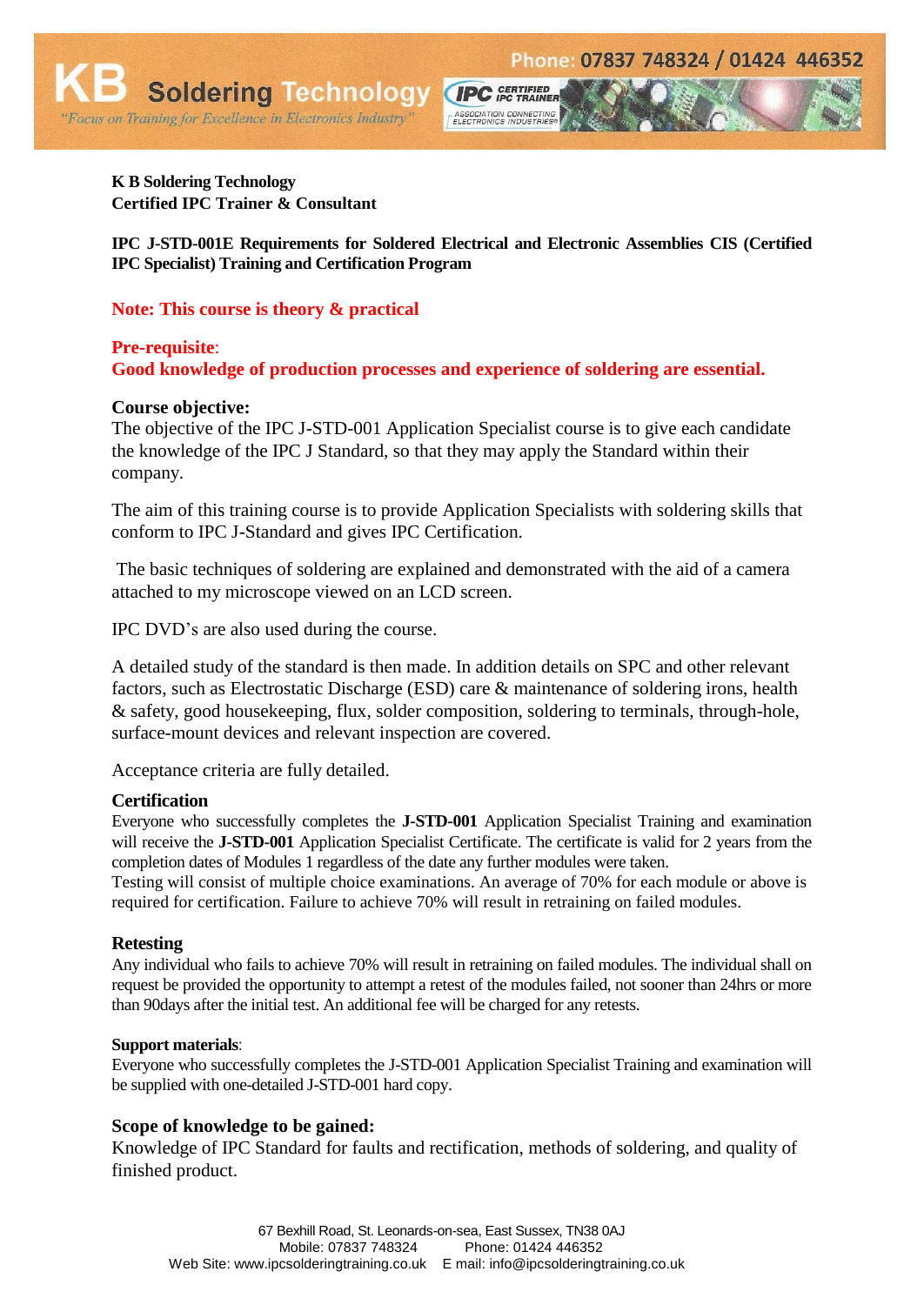Phone: 07837 748324 / 01424 446352

**KB Soldering Technology**

*"Focus on Training for Excellence in Electronics Industry"*

**K B Soldering Technology**
**Certified IPC Trainer & Consultant**

**IPC J-STD-001E Requirements for Soldered Electrical and Electronic Assemblies CIS (Certified IPC Specialist) Training and Certification Program**

**Note: This course is theory & practical**

**Pre-requisite**:
**Good knowledge of production processes and experience of soldering are essential.**

### Course objective:

The objective of the IPC J-STD-001 Application Specialist course is to give each candidate the knowledge of the IPC J Standard, so that they may apply the Standard within their company.

The aim of this training course is to provide Application Specialists with soldering skills that conform to IPC J-Standard and gives IPC Certification.

The basic techniques of soldering are explained and demonstrated with the aid of a camera attached to my microscope viewed on an LCD screen.

IPC DVD's are also used during the course.

A detailed study of the standard is then made. In addition details on SPC and other relevant factors, such as Electrostatic Discharge (ESD) care & maintenance of soldering irons, health & safety, good housekeeping, flux, solder composition, soldering to terminals, through-hole, surface-mount devices and relevant inspection are covered.

Acceptance criteria are fully detailed.

### Certification

Everyone who successfully completes the **J-STD-001** Application Specialist Training and examination will receive the **J-STD-001** Application Specialist Certificate. The certificate is valid for 2 years from the completion dates of Modules 1 regardless of the date any further modules were taken.
Testing will consist of multiple choice examinations. An average of 70% for each module or above is required for certification. Failure to achieve 70% will result in retraining on failed modules.

### Retesting

Any individual who fails to achieve 70% will result in retraining on failed modules. The individual shall on request be provided the opportunity to attempt a retest of the modules failed, not sooner than 24hrs or more than 90days after the initial test. An additional fee will be charged for any retests.

**Support materials**:
Everyone who successfully completes the J-STD-001 Application Specialist Training and examination will be supplied with one-detailed J-STD-001 hard copy.

### Scope of knowledge to be gained:

Knowledge of IPC Standard for faults and rectification, methods of soldering, and quality of finished product.

67 Bexhill Road, St. Leonards-on-sea, East Sussex, TN38 0AJ
Mobile: 07837 748324 Phone: 01424 446352
Web Site: www.ipcsolderingtraining.co.uk E mail: info@ipcsolderingtraining.co.uk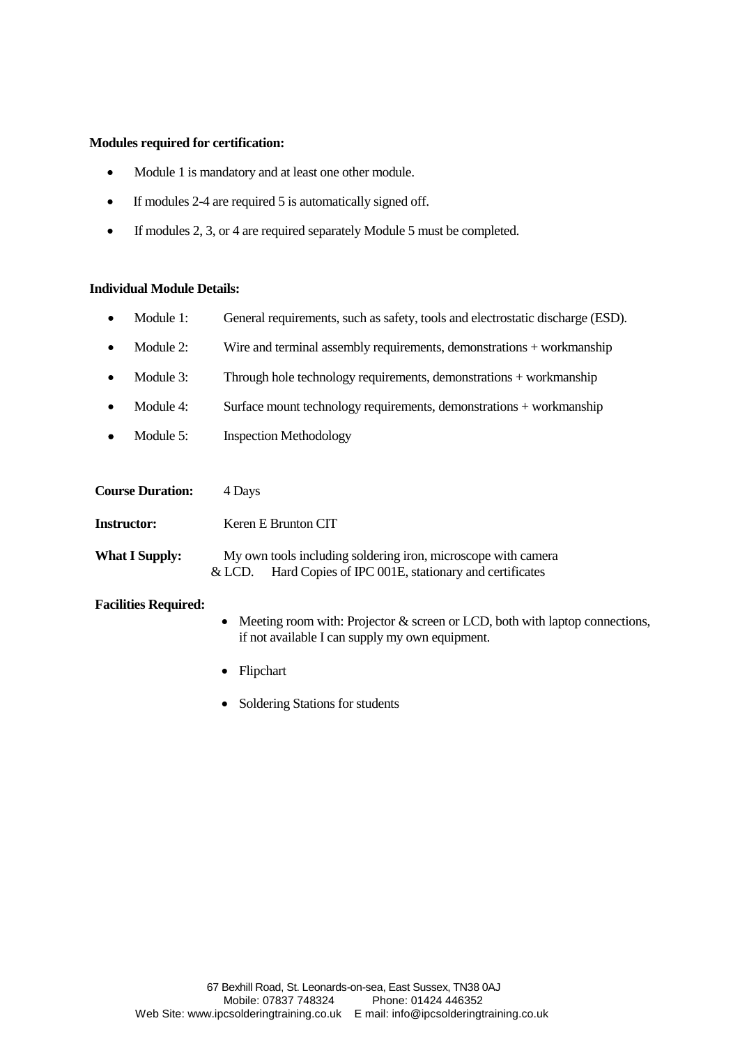**Modules required for certification:**

- Module 1 is mandatory and at least one other module.
- If modules 2-4 are required 5 is automatically signed off.
- If modules 2, 3, or 4 are required separately Module 5 must be completed.

**Individual Module Details:**

- Module 1: General requirements, such as safety, tools and electrostatic discharge (ESD).
- Module 2: Wire and terminal assembly requirements, demonstrations + workmanship
- Module 3: Through hole technology requirements, demonstrations + workmanship
- Module 4: Surface mount technology requirements, demonstrations + workmanship
- Module 5: Inspection Methodology

**Course Duration:** 4 Days

**Instructor:** Keren E Brunton CIT

**What I Supply:** My own tools including soldering iron, microscope with camera & LCD. Hard Copies of IPC 001E, stationary and certificates

**Facilities Required:**

- Meeting room with: Projector & screen or LCD, both with laptop connections, if not available I can supply my own equipment.
- Flipchart
- Soldering Stations for students

67 Bexhill Road, St. Leonards-on-sea, East Sussex, TN38 0AJ
Mobile: 07837 748324 Phone: 01424 446352
Web Site: www.ipcsolderingtraining.co.uk E mail: info@ipcsolderingtraining.co.uk